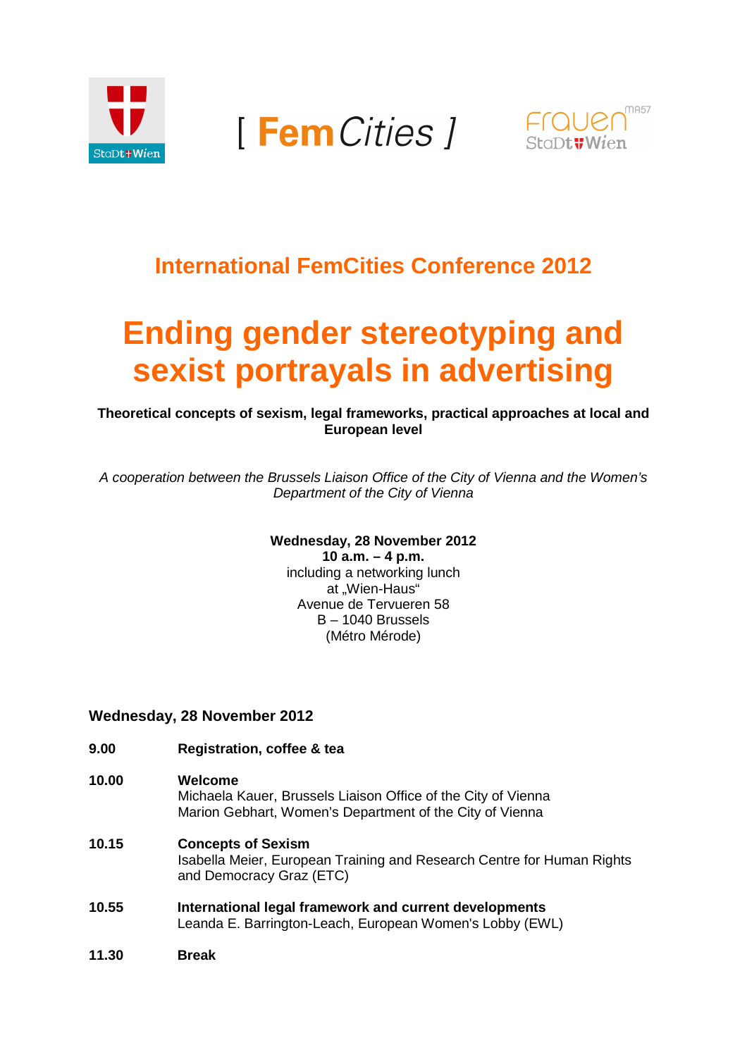[ FemCities ]

## International FemCities Conference 2012

# Ending gender stereotyping and sexist portrayals in advertising

**Theoretical concepts of sexism, legal frameworks, practical approaches at local and European level**

*A cooperation between the Brussels Liaison Office of the City of Vienna and the Women's Department of the City of Vienna*

**Wednesday, 28 November 2012**
**10 a.m. – 4 p.m.**
including a networking lunch
at „Wien-Haus"
Avenue de Tervueren 58
B – 1040 Brussels
(Métro Mérode)

### Wednesday, 28 November 2012

**9.00** **Registration, coffee & tea**

**10.00** **Welcome**
Michaela Kauer, Brussels Liaison Office of the City of Vienna
Marion Gebhart, Women's Department of the City of Vienna

**10.15** **Concepts of Sexism**
Isabella Meier, European Training and Research Centre for Human Rights and Democracy Graz (ETC)

**10.55** **International legal framework and current developments**
Leanda E. Barrington-Leach, European Women's Lobby (EWL)

**11.30** **Break**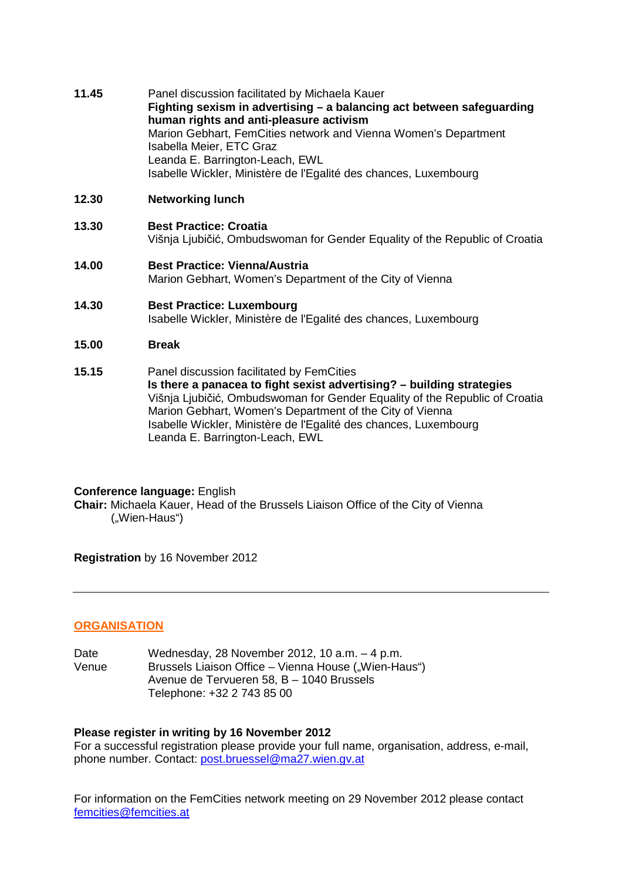**11.45** Panel discussion facilitated by Michaela Kauer
**Fighting sexism in advertising – a balancing act between safeguarding human rights and anti-pleasure activism**
Marion Gebhart, FemCities network and Vienna Women's Department
Isabella Meier, ETC Graz
Leanda E. Barrington-Leach, EWL
Isabelle Wickler, Ministère de l'Egalité des chances, Luxembourg

**12.30** **Networking lunch**

**13.30** **Best Practice: Croatia**
Višnja Ljubičić, Ombudswoman for Gender Equality of the Republic of Croatia

**14.00** **Best Practice: Vienna/Austria**
Marion Gebhart, Women's Department of the City of Vienna

**14.30** **Best Practice: Luxembourg**
Isabelle Wickler, Ministère de l'Egalité des chances, Luxembourg

**15.00** **Break**

**15.15** Panel discussion facilitated by FemCities
**Is there a panacea to fight sexist advertising? – building strategies**
Višnja Ljubičić, Ombudswoman for Gender Equality of the Republic of Croatia
Marion Gebhart, Women's Department of the City of Vienna
Isabelle Wickler, Ministère de l'Egalité des chances, Luxembourg
Leanda E. Barrington-Leach, EWL

**Conference language:** English
**Chair:** Michaela Kauer, Head of the Brussels Liaison Office of the City of Vienna („Wien-Haus")

**Registration** by 16 November 2012

---

## ORGANISATION

Date Wednesday, 28 November 2012, 10 a.m. – 4 p.m.
Venue Brussels Liaison Office – Vienna House („Wien-Haus")
Avenue de Tervueren 58, B – 1040 Brussels
Telephone: +32 2 743 85 00

**Please register in writing by 16 November 2012**
For a successful registration please provide your full name, organisation, address, e-mail, phone number. Contact: post.bruessel@ma27.wien.gv.at

For information on the FemCities network meeting on 29 November 2012 please contact femcities@femcities.at